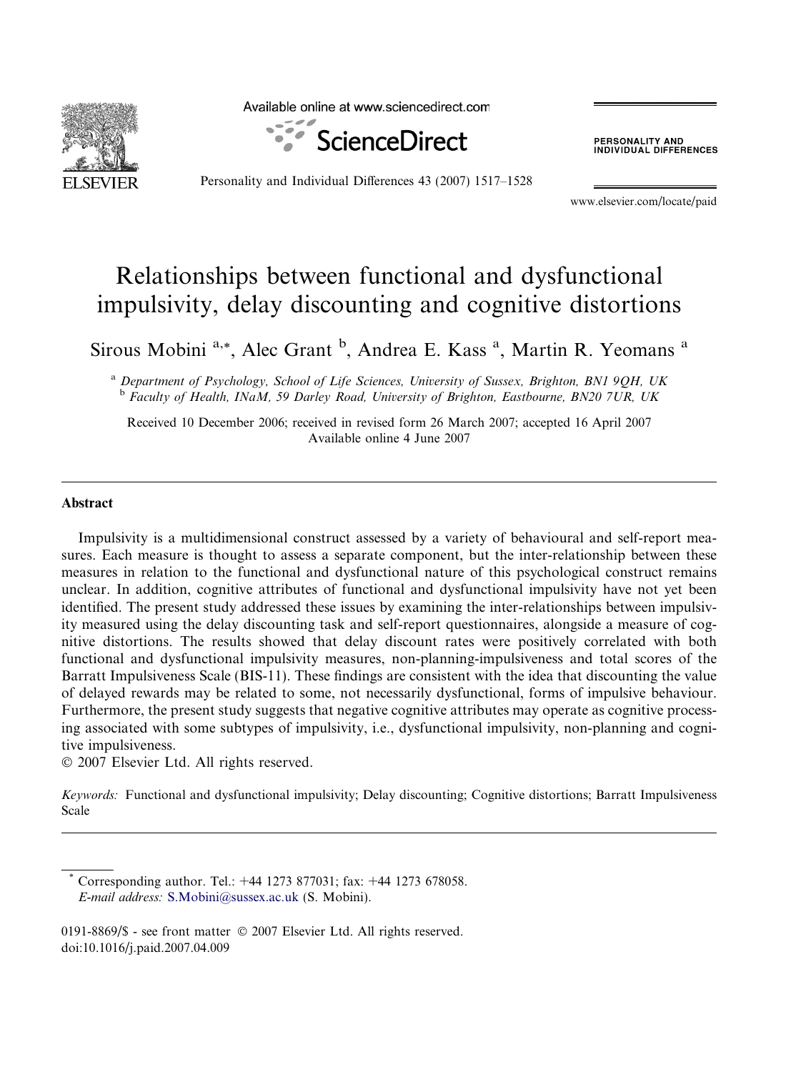# Relationships between functional and dysfunctional impulsivity, delay discounting and cognitive distortions

Sirous Mobini [a,*], Alec Grant [b], Andrea E. Kass [a], Martin R. Yeomans [a]

[a] *Department of Psychology, School of Life Sciences, University of Sussex, Brighton, BN1 9QH, UK*

[b] *Faculty of Health, INaM, 59 Darley Road, University of Brighton, Eastbourne, BN20 7UR, UK*

Received 10 December 2006; received in revised form 26 March 2007; accepted 16 April 2007
Available online 4 June 2007

## Abstract

Impulsivity is a multidimensional construct assessed by a variety of behavioural and self-report measures. Each measure is thought to assess a separate component, but the inter-relationship between these measures in relation to the functional and dysfunctional nature of this psychological construct remains unclear. In addition, cognitive attributes of functional and dysfunctional impulsivity have not yet been identified. The present study addressed these issues by examining the inter-relationships between impulsivity measured using the delay discounting task and self-report questionnaires, alongside a measure of cognitive distortions. The results showed that delay discount rates were positively correlated with both functional and dysfunctional impulsivity measures, non-planning-impulsiveness and total scores of the Barratt Impulsiveness Scale (BIS-11). These findings are consistent with the idea that discounting the value of delayed rewards may be related to some, not necessarily dysfunctional, forms of impulsive behaviour. Furthermore, the present study suggests that negative cognitive attributes may operate as cognitive processing associated with some subtypes of impulsivity, i.e., dysfunctional impulsivity, non-planning and cognitive impulsiveness.

© 2007 Elsevier Ltd. All rights reserved.

*Keywords:* Functional and dysfunctional impulsivity; Delay discounting; Cognitive distortions; Barratt Impulsiveness Scale

---

\* Corresponding author. Tel.: +44 1273 877031; fax: +44 1273 678058.
*E-mail address:* S.Mobini@sussex.ac.uk (S. Mobini).

0191-8869/$ - see front matter © 2007 Elsevier Ltd. All rights reserved.
doi:10.1016/j.paid.2007.04.009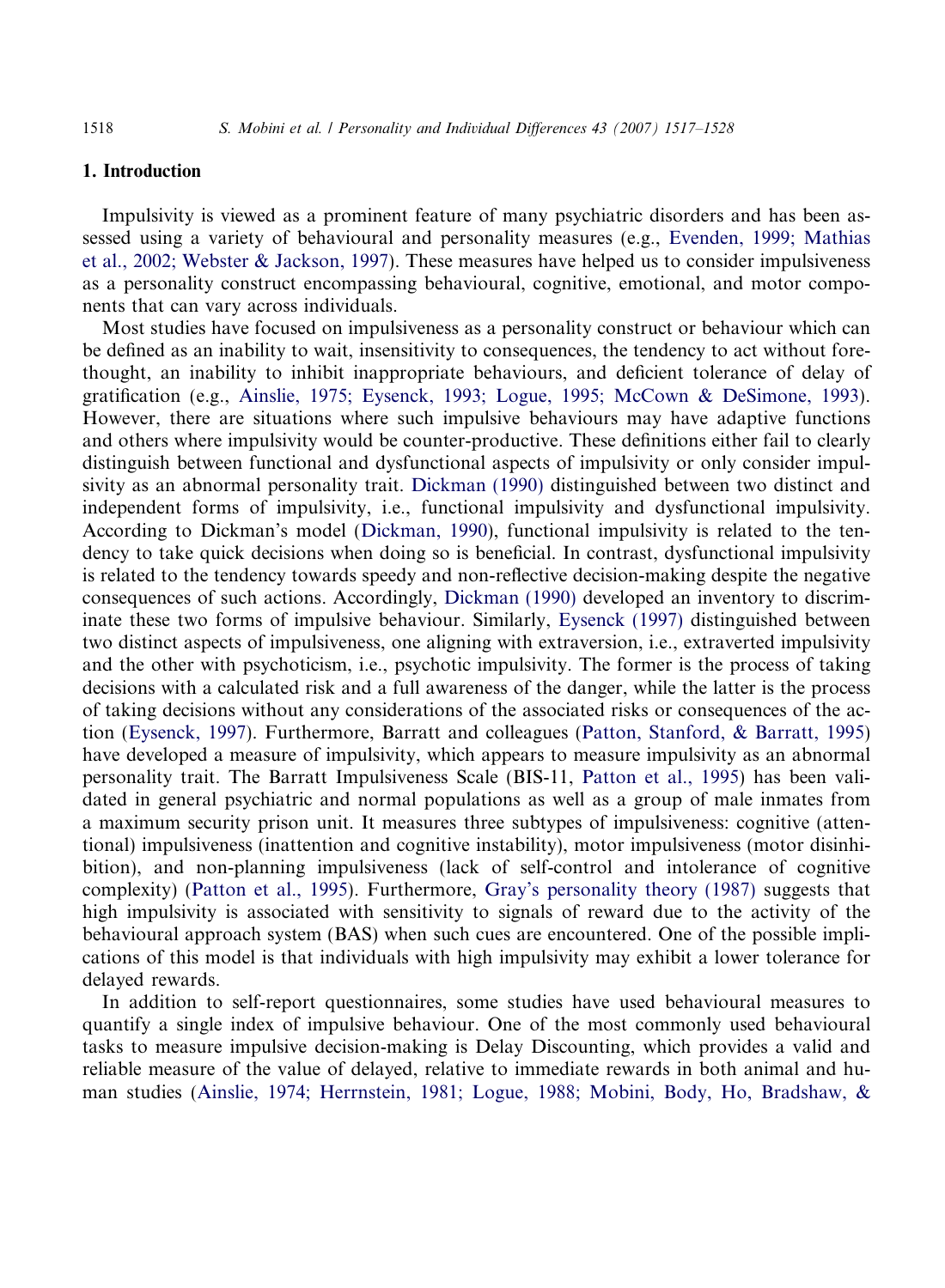## 1. Introduction

Impulsivity is viewed as a prominent feature of many psychiatric disorders and has been assessed using a variety of behavioural and personality measures (e.g., Evenden, 1999; Mathias et al., 2002; Webster & Jackson, 1997). These measures have helped us to consider impulsiveness as a personality construct encompassing behavioural, cognitive, emotional, and motor components that can vary across individuals.

Most studies have focused on impulsiveness as a personality construct or behaviour which can be defined as an inability to wait, insensitivity to consequences, the tendency to act without forethought, an inability to inhibit inappropriate behaviours, and deficient tolerance of delay of gratification (e.g., Ainslie, 1975; Eysenck, 1993; Logue, 1995; McCown & DeSimone, 1993). However, there are situations where such impulsive behaviours may have adaptive functions and others where impulsivity would be counter-productive. These definitions either fail to clearly distinguish between functional and dysfunctional aspects of impulsivity or only consider impulsivity as an abnormal personality trait. Dickman (1990) distinguished between two distinct and independent forms of impulsivity, i.e., functional impulsivity and dysfunctional impulsivity. According to Dickman's model (Dickman, 1990), functional impulsivity is related to the tendency to take quick decisions when doing so is beneficial. In contrast, dysfunctional impulsivity is related to the tendency towards speedy and non-reflective decision-making despite the negative consequences of such actions. Accordingly, Dickman (1990) developed an inventory to discriminate these two forms of impulsive behaviour. Similarly, Eysenck (1997) distinguished between two distinct aspects of impulsiveness, one aligning with extraversion, i.e., extraverted impulsivity and the other with psychoticism, i.e., psychotic impulsivity. The former is the process of taking decisions with a calculated risk and a full awareness of the danger, while the latter is the process of taking decisions without any considerations of the associated risks or consequences of the action (Eysenck, 1997). Furthermore, Barratt and colleagues (Patton, Stanford, & Barratt, 1995) have developed a measure of impulsivity, which appears to measure impulsivity as an abnormal personality trait. The Barratt Impulsiveness Scale (BIS-11, Patton et al., 1995) has been validated in general psychiatric and normal populations as well as a group of male inmates from a maximum security prison unit. It measures three subtypes of impulsiveness: cognitive (attentional) impulsiveness (inattention and cognitive instability), motor impulsiveness (motor disinhibition), and non-planning impulsiveness (lack of self-control and intolerance of cognitive complexity) (Patton et al., 1995). Furthermore, Gray's personality theory (1987) suggests that high impulsivity is associated with sensitivity to signals of reward due to the activity of the behavioural approach system (BAS) when such cues are encountered. One of the possible implications of this model is that individuals with high impulsivity may exhibit a lower tolerance for delayed rewards.

In addition to self-report questionnaires, some studies have used behavioural measures to quantify a single index of impulsive behaviour. One of the most commonly used behavioural tasks to measure impulsive decision-making is Delay Discounting, which provides a valid and reliable measure of the value of delayed, relative to immediate rewards in both animal and human studies (Ainslie, 1974; Herrnstein, 1981; Logue, 1988; Mobini, Body, Ho, Bradshaw, &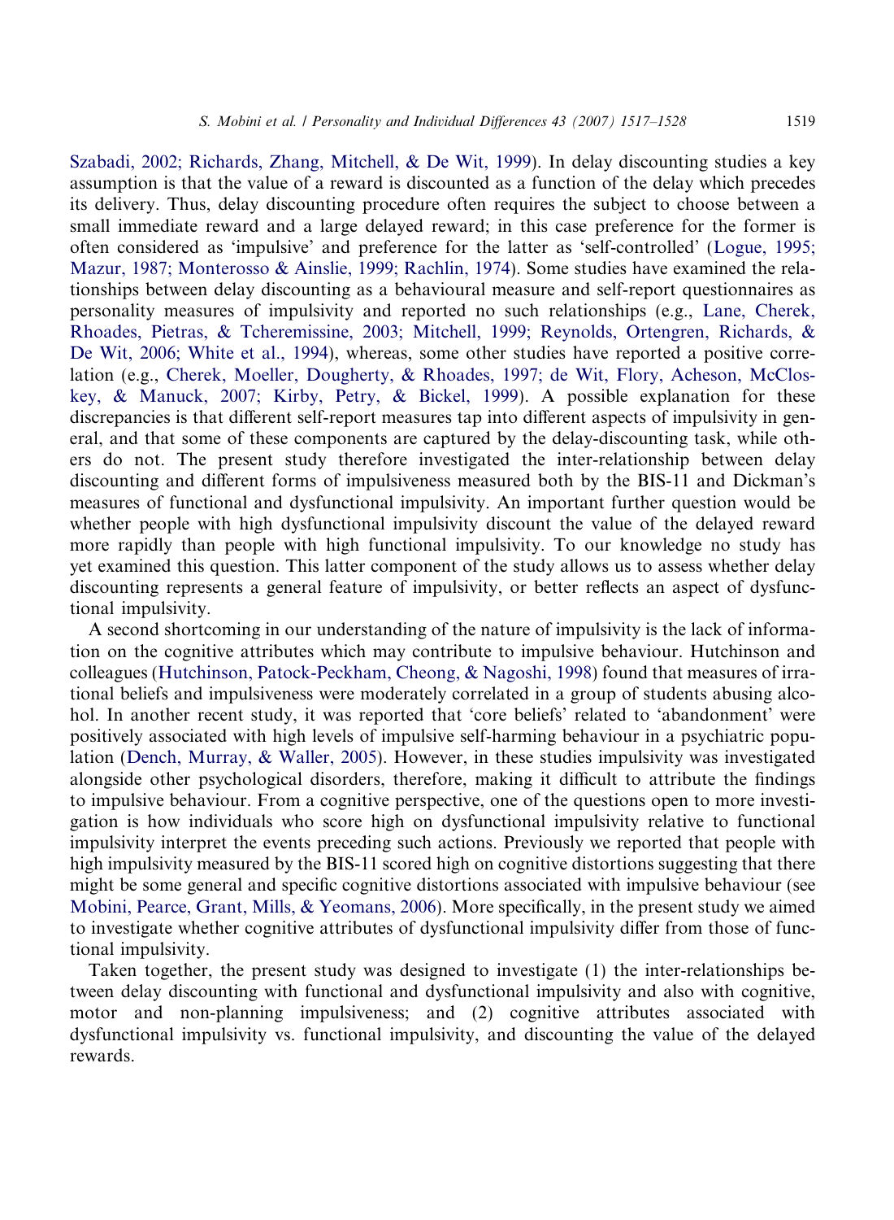Szabadi, 2002; Richards, Zhang, Mitchell, & De Wit, 1999). In delay discounting studies a key assumption is that the value of a reward is discounted as a function of the delay which precedes its delivery. Thus, delay discounting procedure often requires the subject to choose between a small immediate reward and a large delayed reward; in this case preference for the former is often considered as 'impulsive' and preference for the latter as 'self-controlled' (Logue, 1995; Mazur, 1987; Monterosso & Ainslie, 1999; Rachlin, 1974). Some studies have examined the relationships between delay discounting as a behavioural measure and self-report questionnaires as personality measures of impulsivity and reported no such relationships (e.g., Lane, Cherek, Rhoades, Pietras, & Tcheremissine, 2003; Mitchell, 1999; Reynolds, Ortengren, Richards, & De Wit, 2006; White et al., 1994), whereas, some other studies have reported a positive correlation (e.g., Cherek, Moeller, Dougherty, & Rhoades, 1997; de Wit, Flory, Acheson, McCloskey, & Manuck, 2007; Kirby, Petry, & Bickel, 1999). A possible explanation for these discrepancies is that different self-report measures tap into different aspects of impulsivity in general, and that some of these components are captured by the delay-discounting task, while others do not. The present study therefore investigated the inter-relationship between delay discounting and different forms of impulsiveness measured both by the BIS-11 and Dickman's measures of functional and dysfunctional impulsivity. An important further question would be whether people with high dysfunctional impulsivity discount the value of the delayed reward more rapidly than people with high functional impulsivity. To our knowledge no study has yet examined this question. This latter component of the study allows us to assess whether delay discounting represents a general feature of impulsivity, or better reflects an aspect of dysfunctional impulsivity.

A second shortcoming in our understanding of the nature of impulsivity is the lack of information on the cognitive attributes which may contribute to impulsive behaviour. Hutchinson and colleagues (Hutchinson, Patock-Peckham, Cheong, & Nagoshi, 1998) found that measures of irrational beliefs and impulsiveness were moderately correlated in a group of students abusing alcohol. In another recent study, it was reported that 'core beliefs' related to 'abandonment' were positively associated with high levels of impulsive self-harming behaviour in a psychiatric population (Dench, Murray, & Waller, 2005). However, in these studies impulsivity was investigated alongside other psychological disorders, therefore, making it difficult to attribute the findings to impulsive behaviour. From a cognitive perspective, one of the questions open to more investigation is how individuals who score high on dysfunctional impulsivity relative to functional impulsivity interpret the events preceding such actions. Previously we reported that people with high impulsivity measured by the BIS-11 scored high on cognitive distortions suggesting that there might be some general and specific cognitive distortions associated with impulsive behaviour (see Mobini, Pearce, Grant, Mills, & Yeomans, 2006). More specifically, in the present study we aimed to investigate whether cognitive attributes of dysfunctional impulsivity differ from those of functional impulsivity.

Taken together, the present study was designed to investigate (1) the inter-relationships between delay discounting with functional and dysfunctional impulsivity and also with cognitive, motor and non-planning impulsiveness; and (2) cognitive attributes associated with dysfunctional impulsivity vs. functional impulsivity, and discounting the value of the delayed rewards.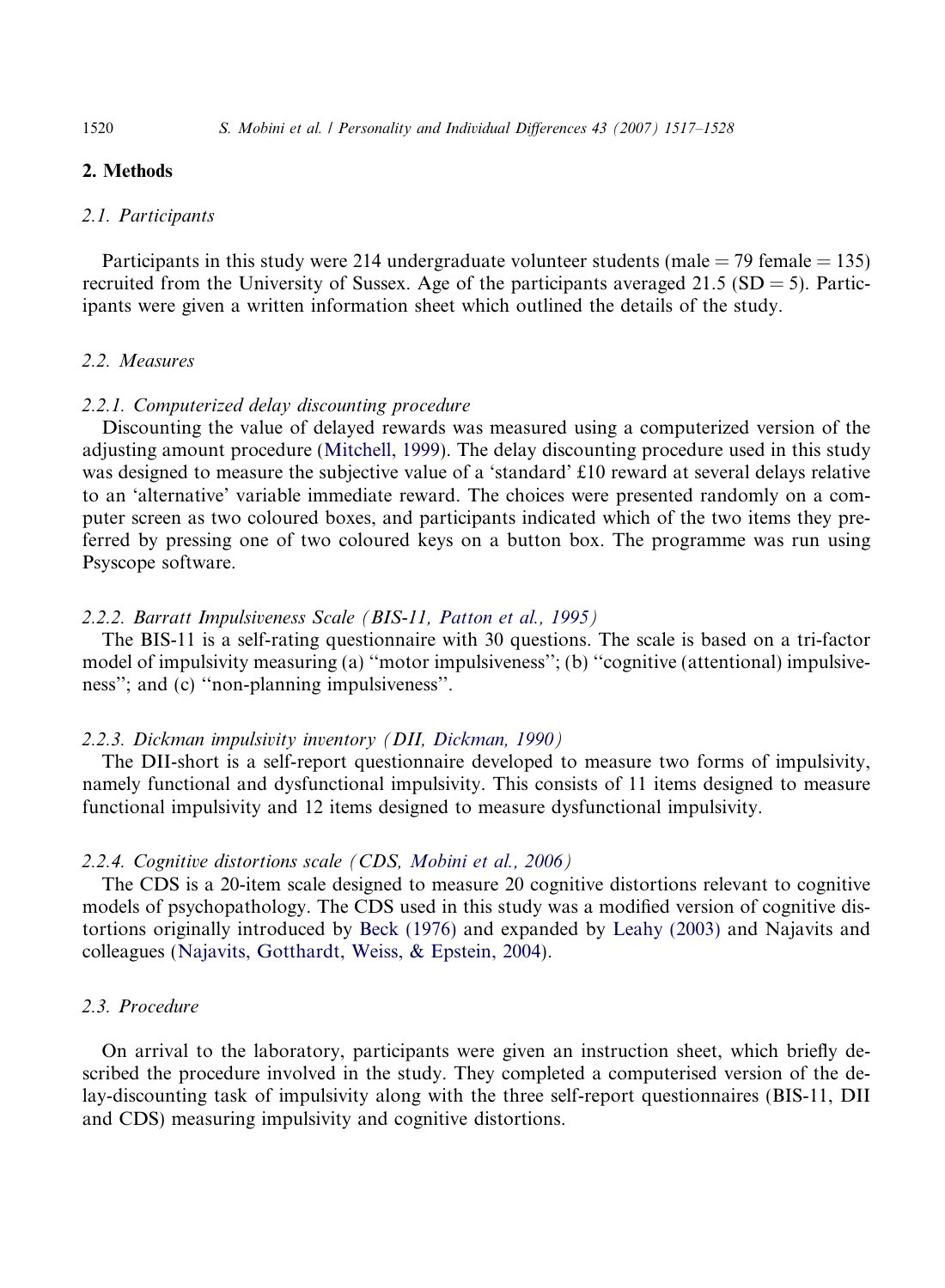## 2. Methods

### 2.1. Participants

Participants in this study were 214 undergraduate volunteer students (male = 79 female = 135) recruited from the University of Sussex. Age of the participants averaged 21.5 (SD = 5). Participants were given a written information sheet which outlined the details of the study.

### 2.2. Measures

#### 2.2.1. Computerized delay discounting procedure

Discounting the value of delayed rewards was measured using a computerized version of the adjusting amount procedure (Mitchell, 1999). The delay discounting procedure used in this study was designed to measure the subjective value of a 'standard' £10 reward at several delays relative to an 'alternative' variable immediate reward. The choices were presented randomly on a computer screen as two coloured boxes, and participants indicated which of the two items they preferred by pressing one of two coloured keys on a button box. The programme was run using Psyscope software.

#### 2.2.2. Barratt Impulsiveness Scale (BIS-11, Patton et al., 1995)

The BIS-11 is a self-rating questionnaire with 30 questions. The scale is based on a tri-factor model of impulsivity measuring (a) "motor impulsiveness"; (b) "cognitive (attentional) impulsiveness"; and (c) "non-planning impulsiveness".

#### 2.2.3. Dickman impulsivity inventory (DII, Dickman, 1990)

The DII-short is a self-report questionnaire developed to measure two forms of impulsivity, namely functional and dysfunctional impulsivity. This consists of 11 items designed to measure functional impulsivity and 12 items designed to measure dysfunctional impulsivity.

#### 2.2.4. Cognitive distortions scale (CDS, Mobini et al., 2006)

The CDS is a 20-item scale designed to measure 20 cognitive distortions relevant to cognitive models of psychopathology. The CDS used in this study was a modified version of cognitive distortions originally introduced by Beck (1976) and expanded by Leahy (2003) and Najavits and colleagues (Najavits, Gotthardt, Weiss, & Epstein, 2004).

### 2.3. Procedure

On arrival to the laboratory, participants were given an instruction sheet, which briefly described the procedure involved in the study. They completed a computerised version of the delay-discounting task of impulsivity along with the three self-report questionnaires (BIS-11, DII and CDS) measuring impulsivity and cognitive distortions.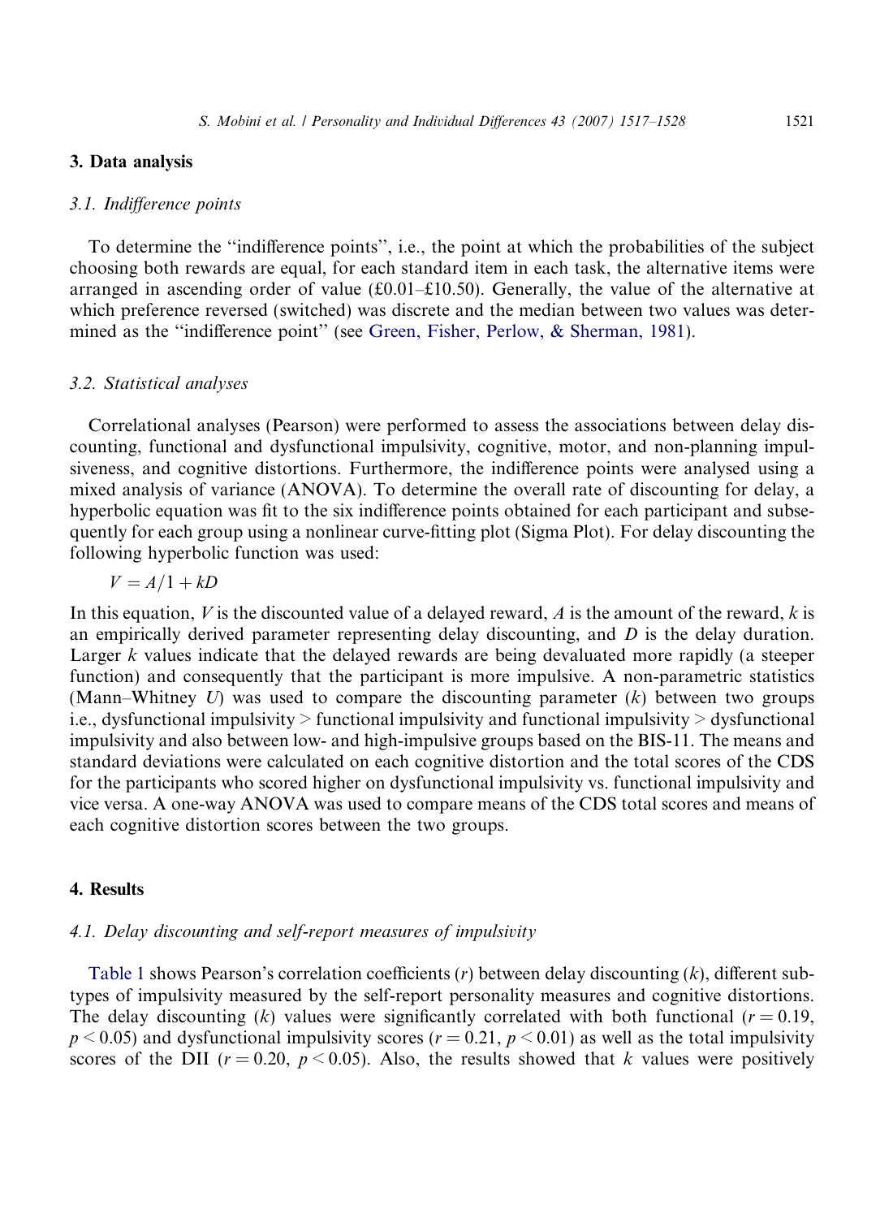## 3. Data analysis

### 3.1. Indifference points

To determine the "indifference points", i.e., the point at which the probabilities of the subject choosing both rewards are equal, for each standard item in each task, the alternative items were arranged in ascending order of value (£0.01–£10.50). Generally, the value of the alternative at which preference reversed (switched) was discrete and the median between two values was determined as the "indifference point" (see Green, Fisher, Perlow, & Sherman, 1981).

### 3.2. Statistical analyses

Correlational analyses (Pearson) were performed to assess the associations between delay discounting, functional and dysfunctional impulsivity, cognitive, motor, and non-planning impulsiveness, and cognitive distortions. Furthermore, the indifference points were analysed using a mixed analysis of variance (ANOVA). To determine the overall rate of discounting for delay, a hyperbolic equation was fit to the six indifference points obtained for each participant and subsequently for each group using a nonlinear curve-fitting plot (Sigma Plot). For delay discounting the following hyperbolic function was used:

$$V = A/1 + kD$$

In this equation, $V$ is the discounted value of a delayed reward, $A$ is the amount of the reward, $k$ is an empirically derived parameter representing delay discounting, and $D$ is the delay duration. Larger $k$ values indicate that the delayed rewards are being devaluated more rapidly (a steeper function) and consequently that the participant is more impulsive. A non-parametric statistics (Mann–Whitney $U$) was used to compare the discounting parameter ($k$) between two groups i.e., dysfunctional impulsivity > functional impulsivity and functional impulsivity > dysfunctional impulsivity and also between low- and high-impulsive groups based on the BIS-11. The means and standard deviations were calculated on each cognitive distortion and the total scores of the CDS for the participants who scored higher on dysfunctional impulsivity vs. functional impulsivity and vice versa. A one-way ANOVA was used to compare means of the CDS total scores and means of each cognitive distortion scores between the two groups.

## 4. Results

### 4.1. Delay discounting and self-report measures of impulsivity

Table 1 shows Pearson's correlation coefficients ($r$) between delay discounting ($k$), different subtypes of impulsivity measured by the self-report personality measures and cognitive distortions. The delay discounting ($k$) values were significantly correlated with both functional ($r = 0.19$, $p < 0.05$) and dysfunctional impulsivity scores ($r = 0.21$, $p < 0.01$) as well as the total impulsivity scores of the DII ($r = 0.20$, $p < 0.05$). Also, the results showed that $k$ values were positively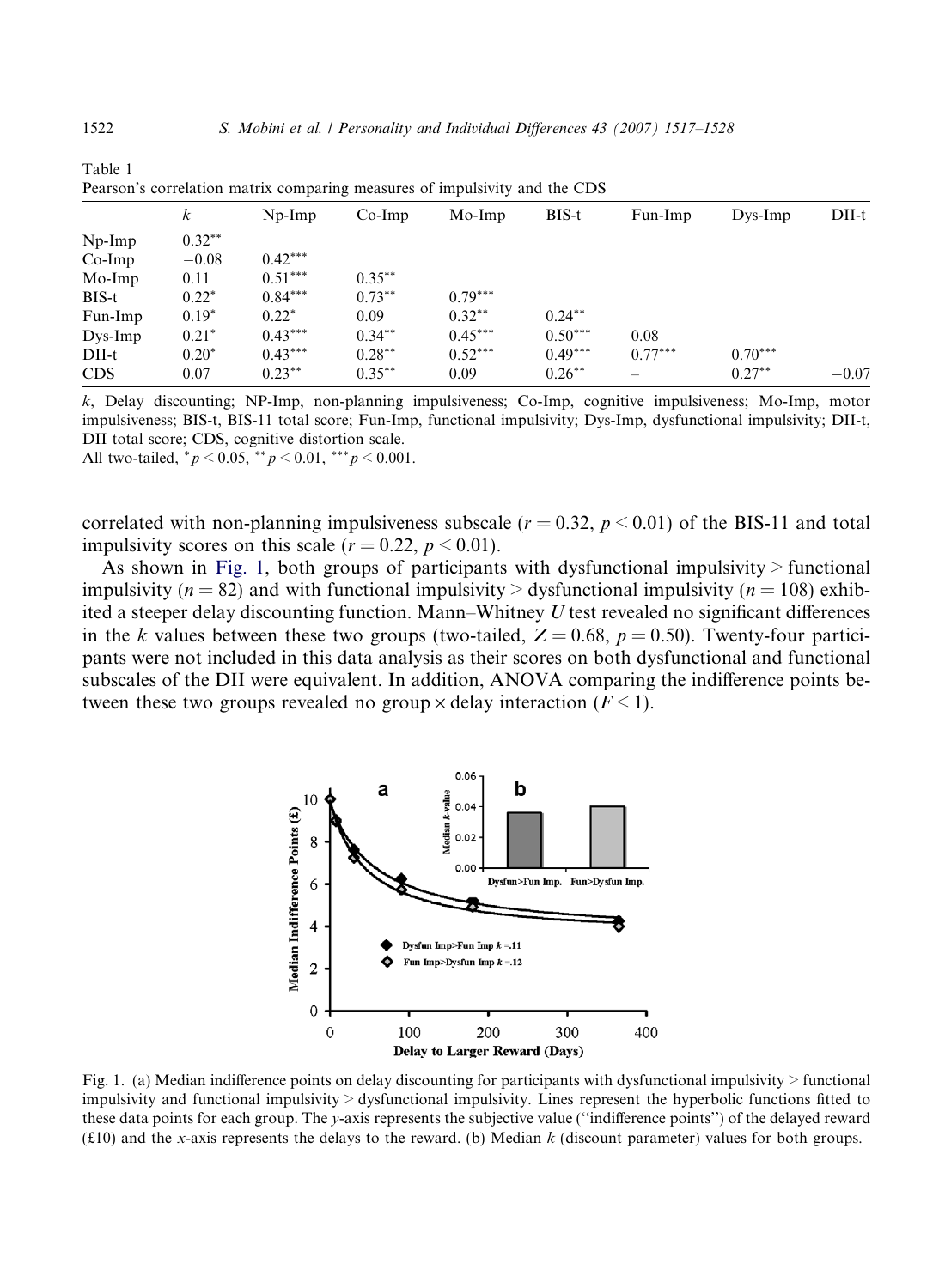Table 1
Pearson's correlation matrix comparing measures of impulsivity and the CDS

| | $k$ | Np-Imp | Co-Imp | Mo-Imp | BIS-t | Fun-Imp | Dys-Imp | DII-t |
|---|---|---|---|---|---|---|---|---|
| Np-Imp | 0.32** | | | | | | | |
| Co-Imp | −0.08 | 0.42*** | | | | | | |
| Mo-Imp | 0.11 | 0.51*** | 0.35** | | | | | |
| BIS-t | 0.22* | 0.84*** | 0.73** | 0.79*** | | | | |
| Fun-Imp | 0.19* | 0.22* | 0.09 | 0.32** | 0.24** | | | |
| Dys-Imp | 0.21* | 0.43*** | 0.34** | 0.45*** | 0.50*** | 0.08 | | |
| DII-t | 0.20* | 0.43*** | 0.28** | 0.52*** | 0.49*** | 0.77*** | 0.70*** | |
| CDS | 0.07 | 0.23** | 0.35** | 0.09 | 0.26** | – | 0.27** | −0.07 |

$k$, Delay discounting; NP-Imp, non-planning impulsiveness; Co-Imp, cognitive impulsiveness; Mo-Imp, motor impulsiveness; BIS-t, BIS-11 total score; Fun-Imp, functional impulsivity; Dys-Imp, dysfunctional impulsivity; DII-t, DII total score; CDS, cognitive distortion scale.
All two-tailed, $^{*}p < 0.05$, $^{**}p < 0.01$, $^{***}p < 0.001$.

correlated with non-planning impulsiveness subscale ($r = 0.32$, $p < 0.01$) of the BIS-11 and total impulsivity scores on this scale ($r = 0.22$, $p < 0.01$).

As shown in Fig. 1, both groups of participants with dysfunctional impulsivity > functional impulsivity ($n = 82$) and with functional impulsivity > dysfunctional impulsivity ($n = 108$) exhibited a steeper delay discounting function. Mann–Whitney $U$ test revealed no significant differences in the $k$ values between these two groups (two-tailed, $Z = 0.68$, $p = 0.50$). Twenty-four participants were not included in this data analysis as their scores on both dysfunctional and functional subscales of the DII were equivalent. In addition, ANOVA comparing the indifference points between these two groups revealed no group × delay interaction ($F < 1$).

Fig. 1. (a) Median indifference points on delay discounting for participants with dysfunctional impulsivity > functional impulsivity and functional impulsivity > dysfunctional impulsivity. Lines represent the hyperbolic functions fitted to these data points for each group. The $y$-axis represents the subjective value ("indifference points") of the delayed reward (£10) and the $x$-axis represents the delays to the reward. (b) Median $k$ (discount parameter) values for both groups.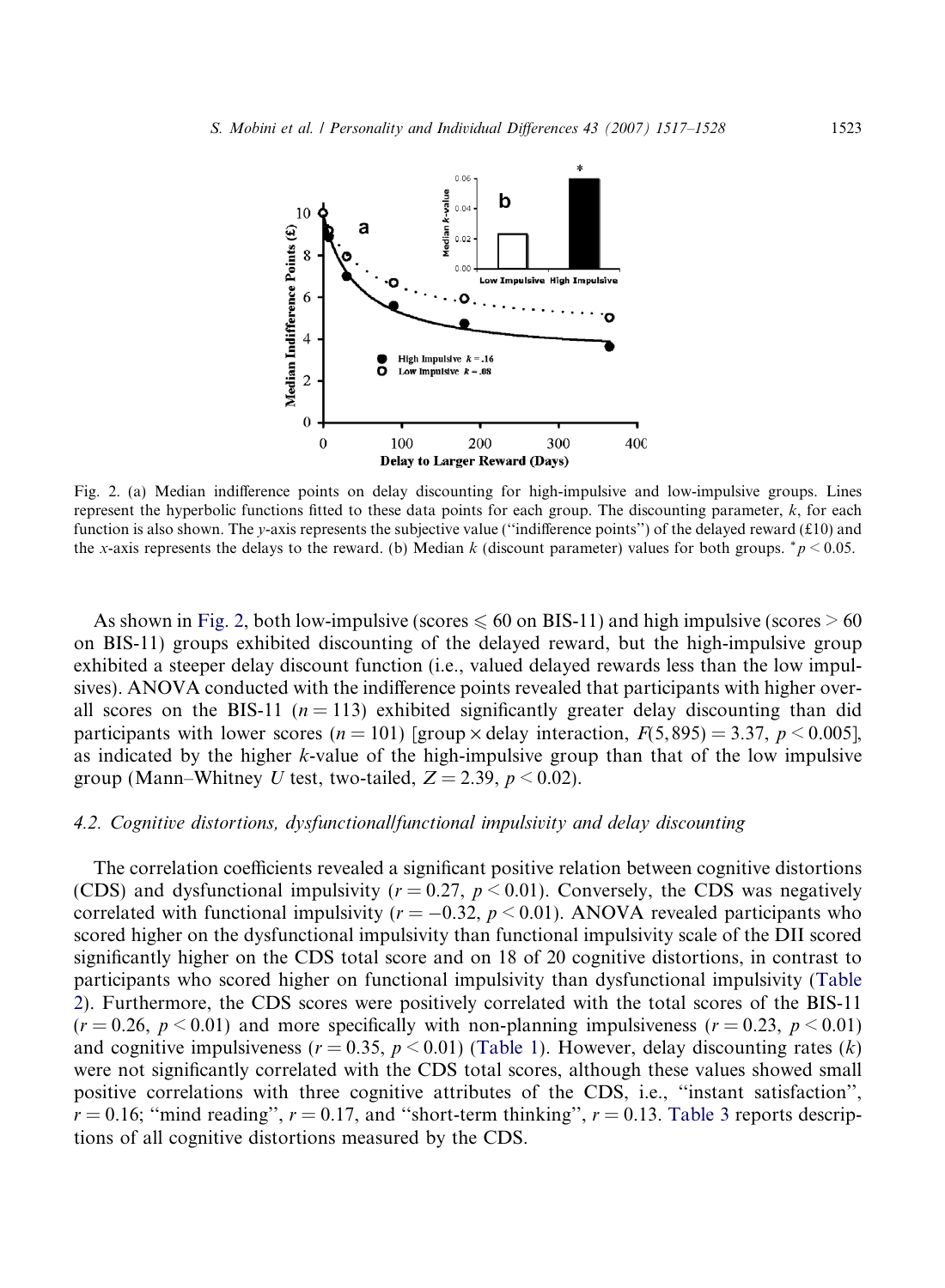Fig. 2. (a) Median indifference points on delay discounting for high-impulsive and low-impulsive groups. Lines represent the hyperbolic functions fitted to these data points for each group. The discounting parameter, $k$, for each function is also shown. The $y$-axis represents the subjective value ("indifference points") of the delayed reward (£10) and the $x$-axis represents the delays to the reward. (b) Median $k$ (discount parameter) values for both groups. $^{*}p < 0.05$.

As shown in Fig. 2, both low-impulsive (scores $\leqslant 60$ on BIS-11) and high impulsive (scores $> 60$ on BIS-11) groups exhibited discounting of the delayed reward, but the high-impulsive group exhibited a steeper delay discount function (i.e., valued delayed rewards less than the low impulsives). ANOVA conducted with the indifference points revealed that participants with higher overall scores on the BIS-11 ($n = 113$) exhibited significantly greater delay discounting than did participants with lower scores ($n = 101$) [group × delay interaction, $F(5, 895) = 3.37$, $p < 0.005$], as indicated by the higher $k$-value of the high-impulsive group than that of the low impulsive group (Mann–Whitney $U$ test, two-tailed, $Z = 2.39$, $p < 0.02$).

### 4.2. Cognitive distortions, dysfunctional/functional impulsivity and delay discounting

The correlation coefficients revealed a significant positive relation between cognitive distortions (CDS) and dysfunctional impulsivity ($r = 0.27$, $p < 0.01$). Conversely, the CDS was negatively correlated with functional impulsivity ($r = -0.32$, $p < 0.01$). ANOVA revealed participants who scored higher on the dysfunctional impulsivity than functional impulsivity scale of the DII scored significantly higher on the CDS total score and on 18 of 20 cognitive distortions, in contrast to participants who scored higher on functional impulsivity than dysfunctional impulsivity (Table 2). Furthermore, the CDS scores were positively correlated with the total scores of the BIS-11 ($r = 0.26$, $p < 0.01$) and more specifically with non-planning impulsiveness ($r = 0.23$, $p < 0.01$) and cognitive impulsiveness ($r = 0.35$, $p < 0.01$) (Table 1). However, delay discounting rates ($k$) were not significantly correlated with the CDS total scores, although these values showed small positive correlations with three cognitive attributes of the CDS, i.e., "instant satisfaction", $r = 0.16$; "mind reading", $r = 0.17$, and "short-term thinking", $r = 0.13$. Table 3 reports descriptions of all cognitive distortions measured by the CDS.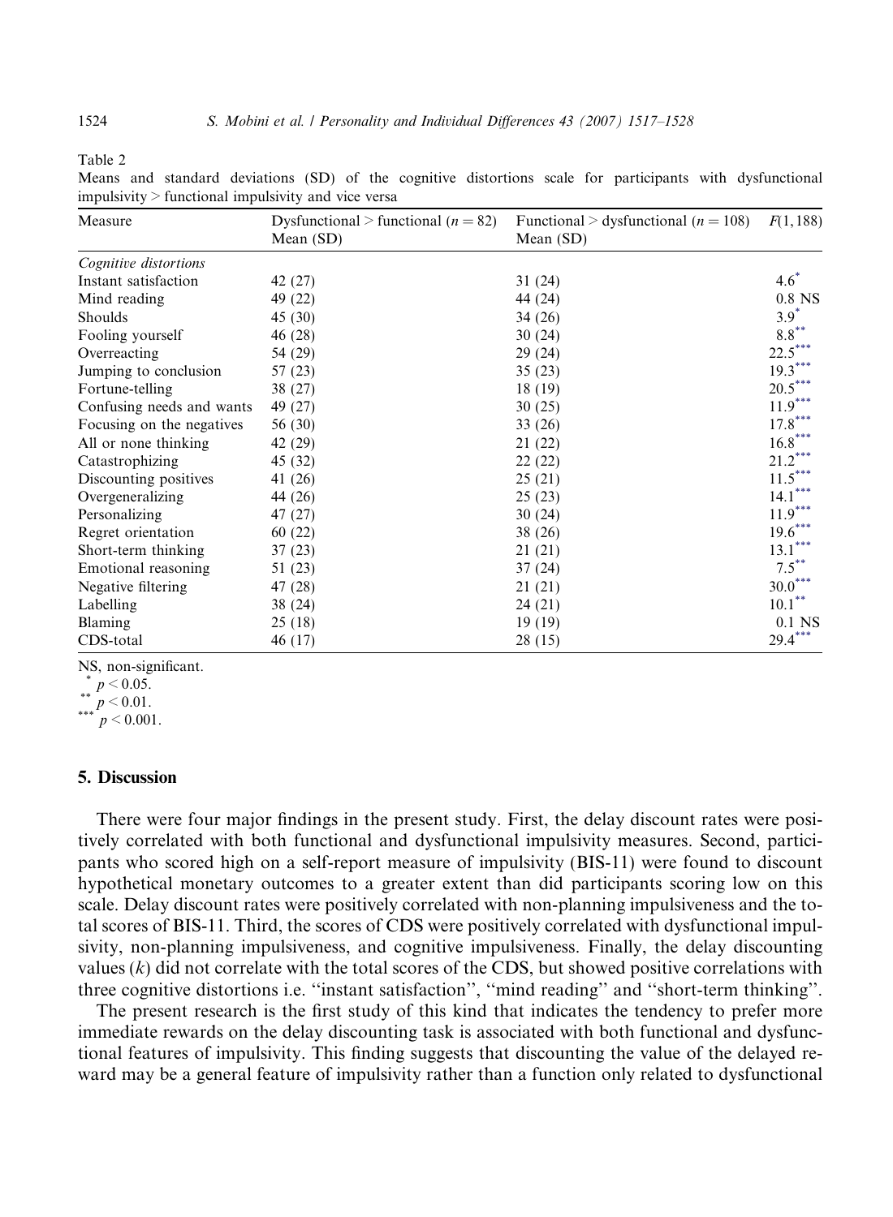Table 2

Means and standard deviations (SD) of the cognitive distortions scale for participants with dysfunctional impulsivity > functional impulsivity and vice versa

| Measure | Dysfunctional > functional ($n = 82$) Mean (SD) | Functional > dysfunctional ($n = 108$) Mean (SD) | $F(1, 188)$ |
|---|---|---|---|
| *Cognitive distortions* | | | |
| Instant satisfaction | 42 (27) | 31 (24) | 4.6$^{*}$ |
| Mind reading | 49 (22) | 44 (24) | 0.8 NS |
| Shoulds | 45 (30) | 34 (26) | 3.9$^{*}$ |
| Fooling yourself | 46 (28) | 30 (24) | 8.8$^{**}$ |
| Overreacting | 54 (29) | 29 (24) | 22.5$^{***}$ |
| Jumping to conclusion | 57 (23) | 35 (23) | 19.3$^{***}$ |
| Fortune-telling | 38 (27) | 18 (19) | 20.5$^{***}$ |
| Confusing needs and wants | 49 (27) | 30 (25) | 11.9$^{***}$ |
| Focusing on the negatives | 56 (30) | 33 (26) | 17.8$^{***}$ |
| All or none thinking | 42 (29) | 21 (22) | 16.8$^{***}$ |
| Catastrophizing | 45 (32) | 22 (22) | 21.2$^{***}$ |
| Discounting positives | 41 (26) | 25 (21) | 11.5$^{***}$ |
| Overgeneralizing | 44 (26) | 25 (23) | 14.1$^{***}$ |
| Personalizing | 47 (27) | 30 (24) | 11.9$^{***}$ |
| Regret orientation | 60 (22) | 38 (26) | 19.6$^{***}$ |
| Short-term thinking | 37 (23) | 21 (21) | 13.1$^{***}$ |
| Emotional reasoning | 51 (23) | 37 (24) | 7.5$^{**}$ |
| Negative filtering | 47 (28) | 21 (21) | 30.0$^{***}$ |
| Labelling | 38 (24) | 24 (21) | 10.1$^{**}$ |
| Blaming | 25 (18) | 19 (19) | 0.1 NS |
| CDS-total | 46 (17) | 28 (15) | 29.4$^{***}$ |

NS, non-significant.

$^{*}$ $p < 0.05$.

$^{**}$ $p < 0.01$.

$^{***}$ $p < 0.001$.

## 5. Discussion

There were four major findings in the present study. First, the delay discount rates were positively correlated with both functional and dysfunctional impulsivity measures. Second, participants who scored high on a self-report measure of impulsivity (BIS-11) were found to discount hypothetical monetary outcomes to a greater extent than did participants scoring low on this scale. Delay discount rates were positively correlated with non-planning impulsiveness and the total scores of BIS-11. Third, the scores of CDS were positively correlated with dysfunctional impulsivity, non-planning impulsiveness, and cognitive impulsiveness. Finally, the delay discounting values ($k$) did not correlate with the total scores of the CDS, but showed positive correlations with three cognitive distortions i.e. ''instant satisfaction'', ''mind reading'' and ''short-term thinking''.

The present research is the first study of this kind that indicates the tendency to prefer more immediate rewards on the delay discounting task is associated with both functional and dysfunctional features of impulsivity. This finding suggests that discounting the value of the delayed reward may be a general feature of impulsivity rather than a function only related to dysfunctional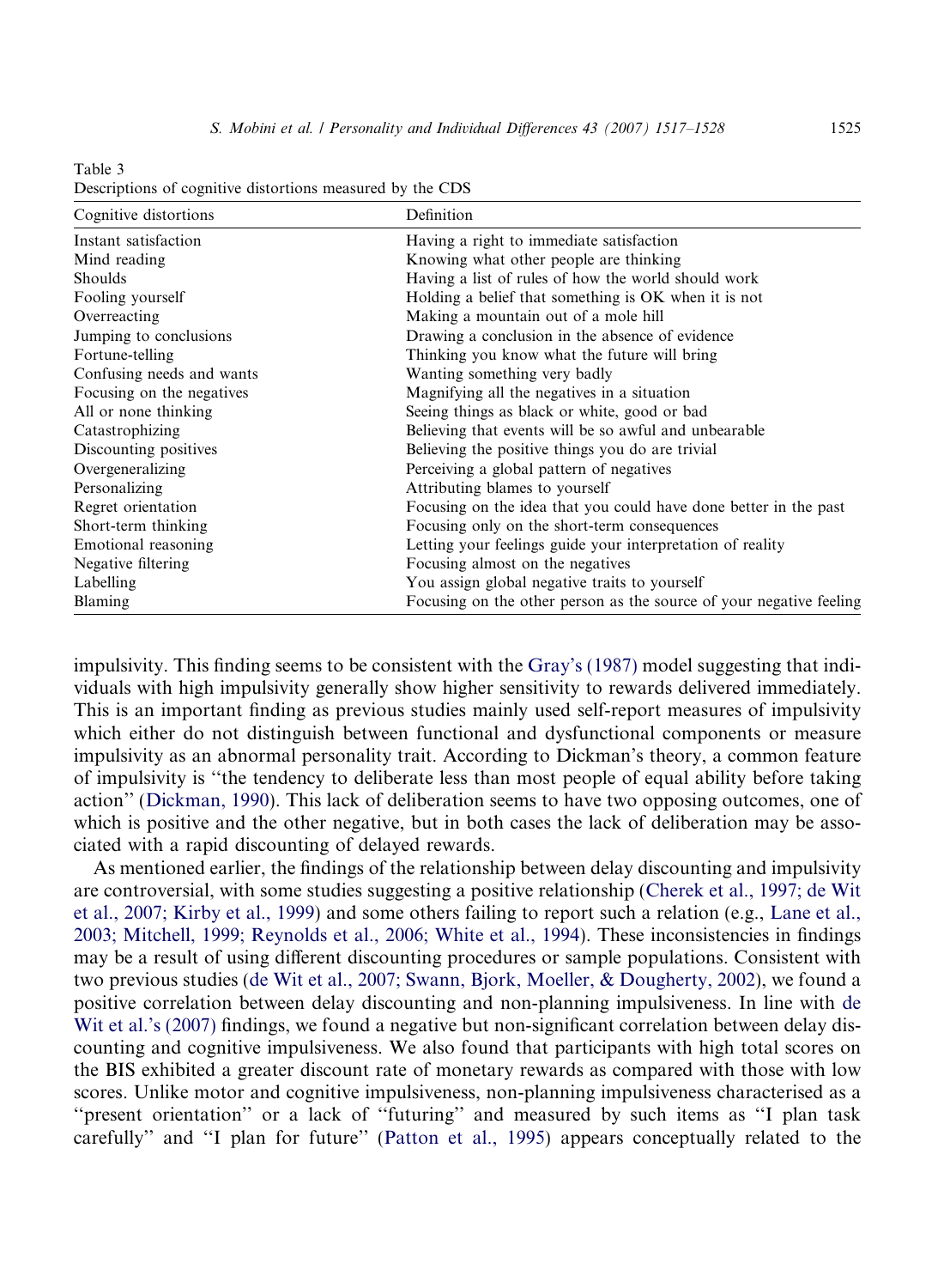Table 3
Descriptions of cognitive distortions measured by the CDS

| Cognitive distortions | Definition |
|---|---|
| Instant satisfaction | Having a right to immediate satisfaction |
| Mind reading | Knowing what other people are thinking |
| Shoulds | Having a list of rules of how the world should work |
| Fooling yourself | Holding a belief that something is OK when it is not |
| Overreacting | Making a mountain out of a mole hill |
| Jumping to conclusions | Drawing a conclusion in the absence of evidence |
| Fortune-telling | Thinking you know what the future will bring |
| Confusing needs and wants | Wanting something very badly |
| Focusing on the negatives | Magnifying all the negatives in a situation |
| All or none thinking | Seeing things as black or white, good or bad |
| Catastrophizing | Believing that events will be so awful and unbearable |
| Discounting positives | Believing the positive things you do are trivial |
| Overgeneralizing | Perceiving a global pattern of negatives |
| Personalizing | Attributing blames to yourself |
| Regret orientation | Focusing on the idea that you could have done better in the past |
| Short-term thinking | Focusing only on the short-term consequences |
| Emotional reasoning | Letting your feelings guide your interpretation of reality |
| Negative filtering | Focusing almost on the negatives |
| Labelling | You assign global negative traits to yourself |
| Blaming | Focusing on the other person as the source of your negative feeling |

impulsivity. This finding seems to be consistent with the Gray's (1987) model suggesting that individuals with high impulsivity generally show higher sensitivity to rewards delivered immediately. This is an important finding as previous studies mainly used self-report measures of impulsivity which either do not distinguish between functional and dysfunctional components or measure impulsivity as an abnormal personality trait. According to Dickman's theory, a common feature of impulsivity is "the tendency to deliberate less than most people of equal ability before taking action" (Dickman, 1990). This lack of deliberation seems to have two opposing outcomes, one of which is positive and the other negative, but in both cases the lack of deliberation may be associated with a rapid discounting of delayed rewards.

As mentioned earlier, the findings of the relationship between delay discounting and impulsivity are controversial, with some studies suggesting a positive relationship (Cherek et al., 1997; de Wit et al., 2007; Kirby et al., 1999) and some others failing to report such a relation (e.g., Lane et al., 2003; Mitchell, 1999; Reynolds et al., 2006; White et al., 1994). These inconsistencies in findings may be a result of using different discounting procedures or sample populations. Consistent with two previous studies (de Wit et al., 2007; Swann, Bjork, Moeller, & Dougherty, 2002), we found a positive correlation between delay discounting and non-planning impulsiveness. In line with de Wit et al.'s (2007) findings, we found a negative but non-significant correlation between delay discounting and cognitive impulsiveness. We also found that participants with high total scores on the BIS exhibited a greater discount rate of monetary rewards as compared with those with low scores. Unlike motor and cognitive impulsiveness, non-planning impulsiveness characterised as a "present orientation" or a lack of "futuring" and measured by such items as "I plan task carefully" and "I plan for future" (Patton et al., 1995) appears conceptually related to the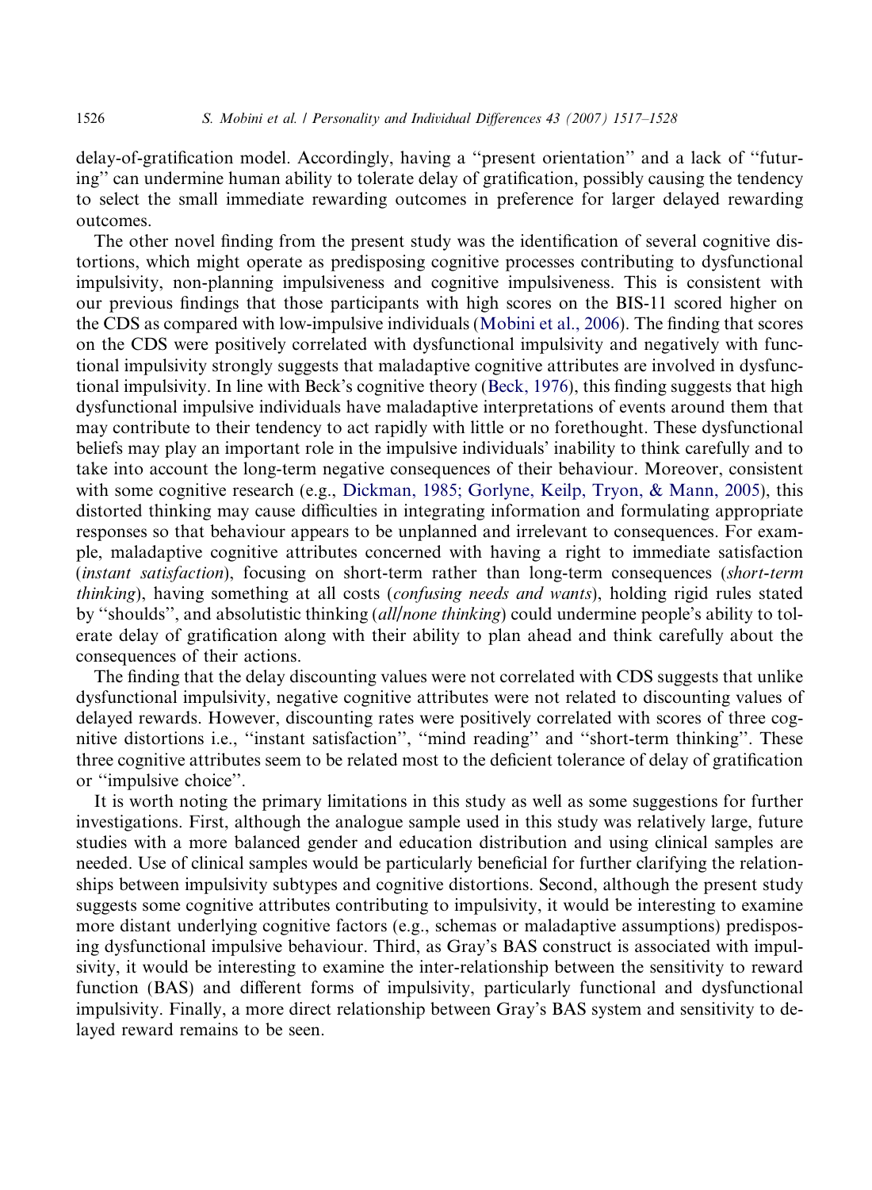delay-of-gratification model. Accordingly, having a ''present orientation'' and a lack of ''futuring'' can undermine human ability to tolerate delay of gratification, possibly causing the tendency to select the small immediate rewarding outcomes in preference for larger delayed rewarding outcomes.

The other novel finding from the present study was the identification of several cognitive distortions, which might operate as predisposing cognitive processes contributing to dysfunctional impulsivity, non-planning impulsiveness and cognitive impulsiveness. This is consistent with our previous findings that those participants with high scores on the BIS-11 scored higher on the CDS as compared with low-impulsive individuals (Mobini et al., 2006). The finding that scores on the CDS were positively correlated with dysfunctional impulsivity and negatively with functional impulsivity strongly suggests that maladaptive cognitive attributes are involved in dysfunctional impulsivity. In line with Beck's cognitive theory (Beck, 1976), this finding suggests that high dysfunctional impulsive individuals have maladaptive interpretations of events around them that may contribute to their tendency to act rapidly with little or no forethought. These dysfunctional beliefs may play an important role in the impulsive individuals' inability to think carefully and to take into account the long-term negative consequences of their behaviour. Moreover, consistent with some cognitive research (e.g., Dickman, 1985; Gorlyne, Keilp, Tryon, & Mann, 2005), this distorted thinking may cause difficulties in integrating information and formulating appropriate responses so that behaviour appears to be unplanned and irrelevant to consequences. For example, maladaptive cognitive attributes concerned with having a right to immediate satisfaction (*instant satisfaction*), focusing on short-term rather than long-term consequences (*short-term thinking*), having something at all costs (*confusing needs and wants*), holding rigid rules stated by ''shoulds'', and absolutistic thinking (*all/none thinking*) could undermine people's ability to tolerate delay of gratification along with their ability to plan ahead and think carefully about the consequences of their actions.

The finding that the delay discounting values were not correlated with CDS suggests that unlike dysfunctional impulsivity, negative cognitive attributes were not related to discounting values of delayed rewards. However, discounting rates were positively correlated with scores of three cognitive distortions i.e., ''instant satisfaction'', ''mind reading'' and ''short-term thinking''. These three cognitive attributes seem to be related most to the deficient tolerance of delay of gratification or ''impulsive choice''.

It is worth noting the primary limitations in this study as well as some suggestions for further investigations. First, although the analogue sample used in this study was relatively large, future studies with a more balanced gender and education distribution and using clinical samples are needed. Use of clinical samples would be particularly beneficial for further clarifying the relationships between impulsivity subtypes and cognitive distortions. Second, although the present study suggests some cognitive attributes contributing to impulsivity, it would be interesting to examine more distant underlying cognitive factors (e.g., schemas or maladaptive assumptions) predisposing dysfunctional impulsive behaviour. Third, as Gray's BAS construct is associated with impulsivity, it would be interesting to examine the inter-relationship between the sensitivity to reward function (BAS) and different forms of impulsivity, particularly functional and dysfunctional impulsivity. Finally, a more direct relationship between Gray's BAS system and sensitivity to delayed reward remains to be seen.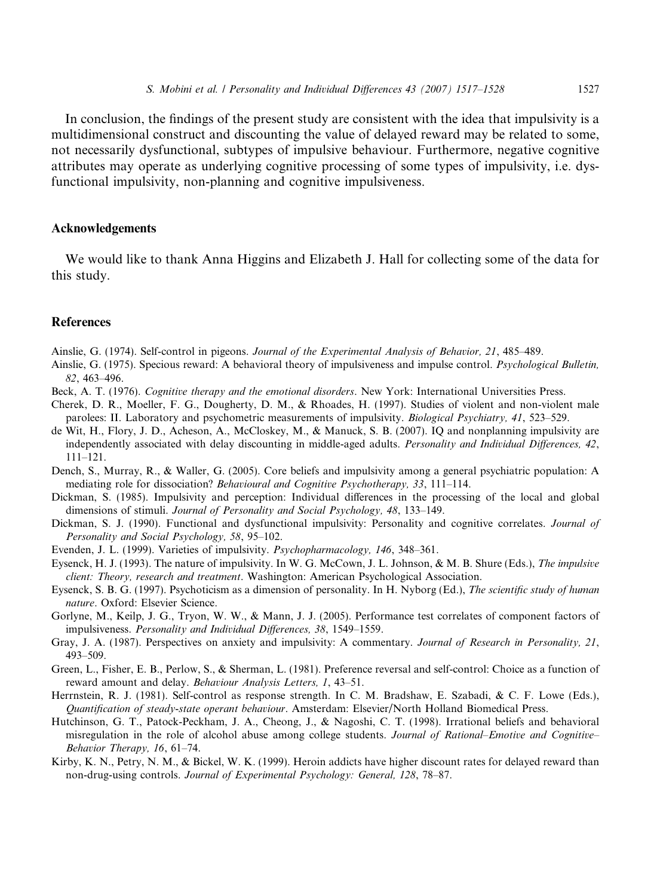In conclusion, the findings of the present study are consistent with the idea that impulsivity is a multidimensional construct and discounting the value of delayed reward may be related to some, not necessarily dysfunctional, subtypes of impulsive behaviour. Furthermore, negative cognitive attributes may operate as underlying cognitive processing of some types of impulsivity, i.e. dysfunctional impulsivity, non-planning and cognitive impulsiveness.

## Acknowledgements

We would like to thank Anna Higgins and Elizabeth J. Hall for collecting some of the data for this study.

## References

Ainslie, G. (1974). Self-control in pigeons. *Journal of the Experimental Analysis of Behavior, 21*, 485–489.

Ainslie, G. (1975). Specious reward: A behavioral theory of impulsiveness and impulse control. *Psychological Bulletin, 82*, 463–496.

Beck, A. T. (1976). *Cognitive therapy and the emotional disorders*. New York: International Universities Press.

Cherek, D. R., Moeller, F. G., Dougherty, D. M., & Rhoades, H. (1997). Studies of violent and non-violent male parolees: II. Laboratory and psychometric measurements of impulsivity. *Biological Psychiatry, 41*, 523–529.

de Wit, H., Flory, J. D., Acheson, A., McCloskey, M., & Manuck, S. B. (2007). IQ and nonplanning impulsivity are independently associated with delay discounting in middle-aged adults. *Personality and Individual Differences, 42*, 111–121.

Dench, S., Murray, R., & Waller, G. (2005). Core beliefs and impulsivity among a general psychiatric population: A mediating role for dissociation? *Behavioural and Cognitive Psychotherapy, 33*, 111–114.

Dickman, S. (1985). Impulsivity and perception: Individual differences in the processing of the local and global dimensions of stimuli. *Journal of Personality and Social Psychology, 48*, 133–149.

Dickman, S. J. (1990). Functional and dysfunctional impulsivity: Personality and cognitive correlates. *Journal of Personality and Social Psychology, 58*, 95–102.

Evenden, J. L. (1999). Varieties of impulsivity. *Psychopharmacology, 146*, 348–361.

Eysenck, H. J. (1993). The nature of impulsivity. In W. G. McCown, J. L. Johnson, & M. B. Shure (Eds.), *The impulsive client: Theory, research and treatment*. Washington: American Psychological Association.

Eysenck, S. B. G. (1997). Psychoticism as a dimension of personality. In H. Nyborg (Ed.), *The scientific study of human nature*. Oxford: Elsevier Science.

Gorlyne, M., Keilp, J. G., Tryon, W. W., & Mann, J. J. (2005). Performance test correlates of component factors of impulsiveness. *Personality and Individual Differences, 38*, 1549–1559.

Gray, J. A. (1987). Perspectives on anxiety and impulsivity: A commentary. *Journal of Research in Personality, 21*, 493–509.

Green, L., Fisher, E. B., Perlow, S., & Sherman, L. (1981). Preference reversal and self-control: Choice as a function of reward amount and delay. *Behaviour Analysis Letters, 1*, 43–51.

Herrnstein, R. J. (1981). Self-control as response strength. In C. M. Bradshaw, E. Szabadi, & C. F. Lowe (Eds.), *Quantification of steady-state operant behaviour*. Amsterdam: Elsevier/North Holland Biomedical Press.

Hutchinson, G. T., Patock-Peckham, J. A., Cheong, J., & Nagoshi, C. T. (1998). Irrational beliefs and behavioral misregulation in the role of alcohol abuse among college students. *Journal of Rational–Emotive and Cognitive–Behavior Therapy, 16*, 61–74.

Kirby, K. N., Petry, N. M., & Bickel, W. K. (1999). Heroin addicts have higher discount rates for delayed reward than non-drug-using controls. *Journal of Experimental Psychology: General, 128*, 78–87.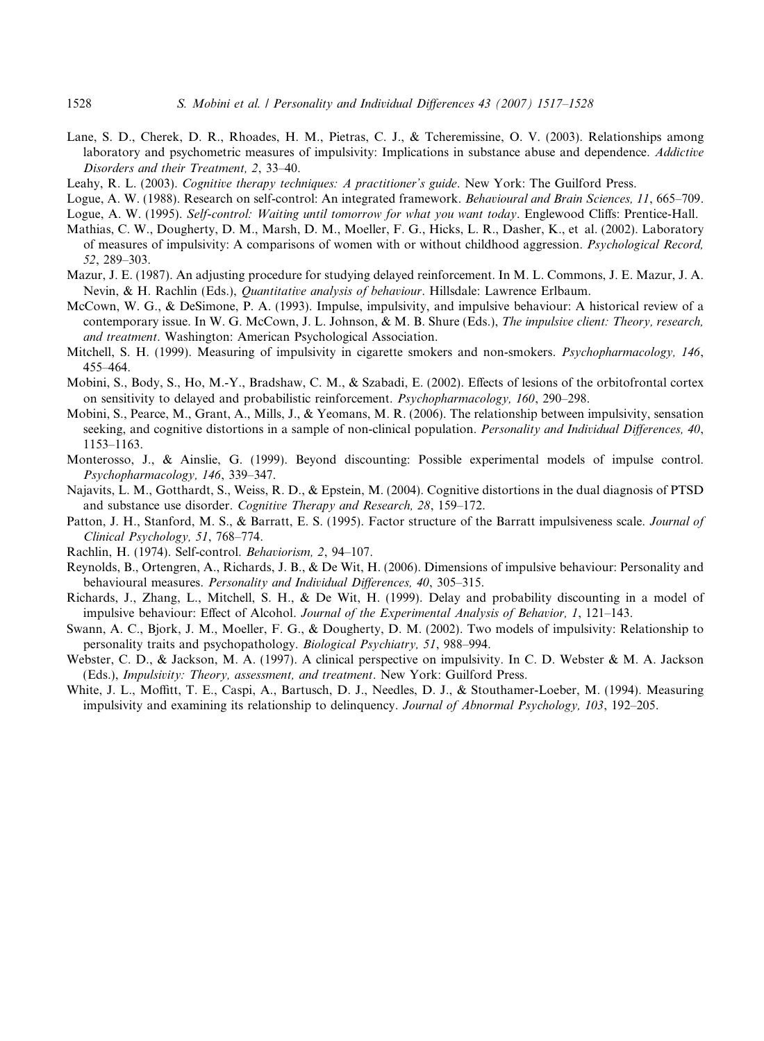Lane, S. D., Cherek, D. R., Rhoades, H. M., Pietras, C. J., & Tcheremissine, O. V. (2003). Relationships among laboratory and psychometric measures of impulsivity: Implications in substance abuse and dependence. *Addictive Disorders and their Treatment, 2*, 33–40.

Leahy, R. L. (2003). *Cognitive therapy techniques: A practitioner's guide*. New York: The Guilford Press.

Logue, A. W. (1988). Research on self-control: An integrated framework. *Behavioural and Brain Sciences, 11*, 665–709.

Logue, A. W. (1995). *Self-control: Waiting until tomorrow for what you want today*. Englewood Cliffs: Prentice-Hall.

Mathias, C. W., Dougherty, D. M., Marsh, D. M., Moeller, F. G., Hicks, L. R., Dasher, K., et al. (2002). Laboratory of measures of impulsivity: A comparisons of women with or without childhood aggression. *Psychological Record, 52*, 289–303.

Mazur, J. E. (1987). An adjusting procedure for studying delayed reinforcement. In M. L. Commons, J. E. Mazur, J. A. Nevin, & H. Rachlin (Eds.), *Quantitative analysis of behaviour*. Hillsdale: Lawrence Erlbaum.

McCown, W. G., & DeSimone, P. A. (1993). Impulse, impulsivity, and impulsive behaviour: A historical review of a contemporary issue. In W. G. McCown, J. L. Johnson, & M. B. Shure (Eds.), *The impulsive client: Theory, research, and treatment*. Washington: American Psychological Association.

Mitchell, S. H. (1999). Measuring of impulsivity in cigarette smokers and non-smokers. *Psychopharmacology, 146*, 455–464.

Mobini, S., Body, S., Ho, M.-Y., Bradshaw, C. M., & Szabadi, E. (2002). Effects of lesions of the orbitofrontal cortex on sensitivity to delayed and probabilistic reinforcement. *Psychopharmacology, 160*, 290–298.

Mobini, S., Pearce, M., Grant, A., Mills, J., & Yeomans, M. R. (2006). The relationship between impulsivity, sensation seeking, and cognitive distortions in a sample of non-clinical population. *Personality and Individual Differences, 40*, 1153–1163.

Monterosso, J., & Ainslie, G. (1999). Beyond discounting: Possible experimental models of impulse control. *Psychopharmacology, 146*, 339–347.

Najavits, L. M., Gotthardt, S., Weiss, R. D., & Epstein, M. (2004). Cognitive distortions in the dual diagnosis of PTSD and substance use disorder. *Cognitive Therapy and Research, 28*, 159–172.

Patton, J. H., Stanford, M. S., & Barratt, E. S. (1995). Factor structure of the Barratt impulsiveness scale. *Journal of Clinical Psychology, 51*, 768–774.

Rachlin, H. (1974). Self-control. *Behaviorism, 2*, 94–107.

Reynolds, B., Ortengren, A., Richards, J. B., & De Wit, H. (2006). Dimensions of impulsive behaviour: Personality and behavioural measures. *Personality and Individual Differences, 40*, 305–315.

Richards, J., Zhang, L., Mitchell, S. H., & De Wit, H. (1999). Delay and probability discounting in a model of impulsive behaviour: Effect of Alcohol. *Journal of the Experimental Analysis of Behavior, 1*, 121–143.

Swann, A. C., Bjork, J. M., Moeller, F. G., & Dougherty, D. M. (2002). Two models of impulsivity: Relationship to personality traits and psychopathology. *Biological Psychiatry, 51*, 988–994.

Webster, C. D., & Jackson, M. A. (1997). A clinical perspective on impulsivity. In C. D. Webster & M. A. Jackson (Eds.), *Impulsivity: Theory, assessment, and treatment*. New York: Guilford Press.

White, J. L., Moffitt, T. E., Caspi, A., Bartusch, D. J., Needles, D. J., & Stouthamer-Loeber, M. (1994). Measuring impulsivity and examining its relationship to delinquency. *Journal of Abnormal Psychology, 103*, 192–205.